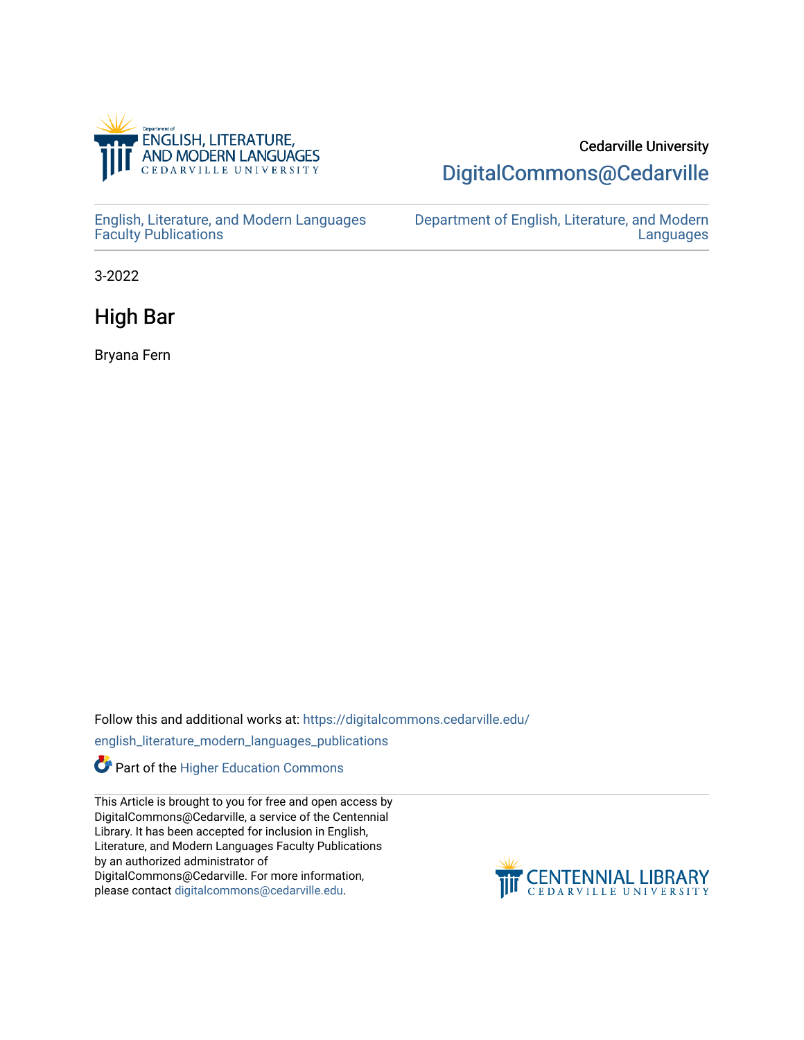Cedarville University

DigitalCommons@Cedarville

English, Literature, and Modern Languages Faculty Publications

Department of English, Literature, and Modern Languages

3-2022

# High Bar

Bryana Fern

Follow this and additional works at: https://digitalcommons.cedarville.edu/english_literature_modern_languages_publications

Part of the Higher Education Commons

This Article is brought to you for free and open access by DigitalCommons@Cedarville, a service of the Centennial Library. It has been accepted for inclusion in English, Literature, and Modern Languages Faculty Publications by an authorized administrator of DigitalCommons@Cedarville. For more information, please contact digitalcommons@cedarville.edu.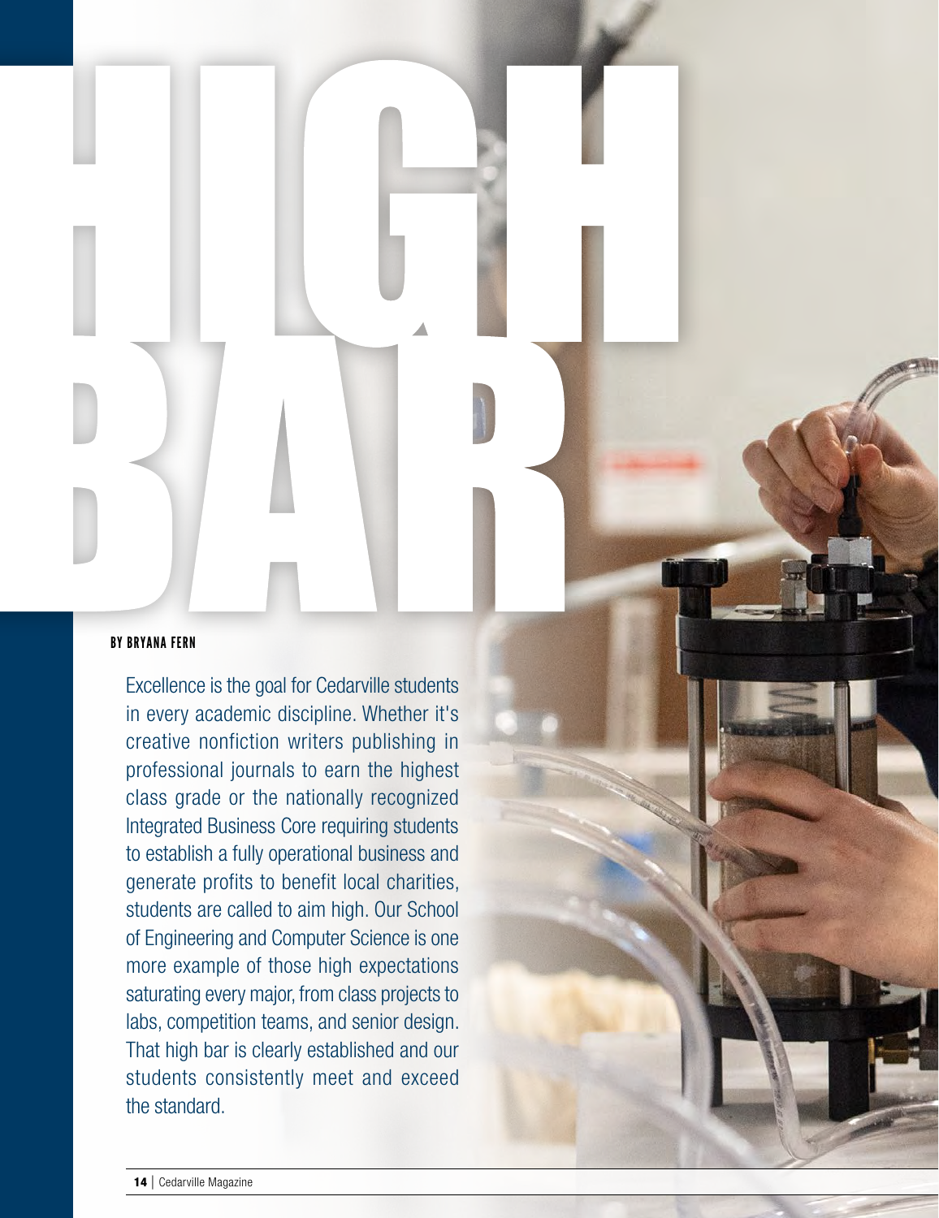# HIGH BAR

BY BRYANA FERN

Excellence is the goal for Cedarville students in every academic discipline. Whether it's creative nonfiction writers publishing in professional journals to earn the highest class grade or the nationally recognized Integrated Business Core requiring students to establish a fully operational business and generate profits to benefit local charities, students are called to aim high. Our School of Engineering and Computer Science is one more example of those high expectations saturating every major, from class projects to labs, competition teams, and senior design. That high bar is clearly established and our students consistently meet and exceed the standard.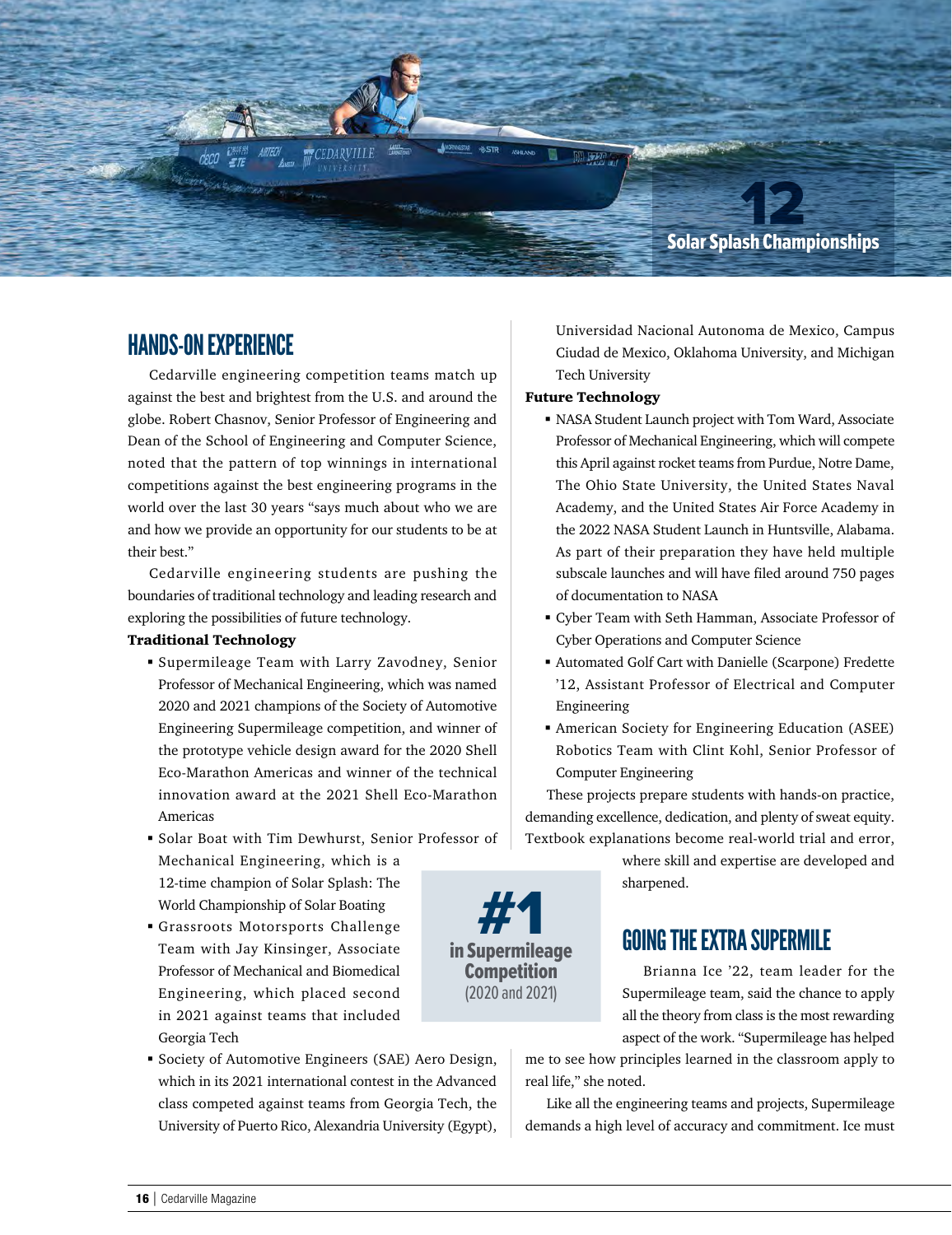**12**
**Solar Splash Championships**

## HANDS-ON EXPERIENCE

Cedarville engineering competition teams match up against the best and brightest from the U.S. and around the globe. Robert Chasnov, Senior Professor of Engineering and Dean of the School of Engineering and Computer Science, noted that the pattern of top winnings in international competitions against the best engineering programs in the world over the last 30 years "says much about who we are and how we provide an opportunity for our students to be at their best."

Cedarville engineering students are pushing the boundaries of traditional technology and leading research and exploring the possibilities of future technology.

**Traditional Technology**

- Supermileage Team with Larry Zavodney, Senior Professor of Mechanical Engineering, which was named 2020 and 2021 champions of the Society of Automotive Engineering Supermileage competition, and winner of the prototype vehicle design award for the 2020 Shell Eco-Marathon Americas and winner of the technical innovation award at the 2021 Shell Eco-Marathon Americas
- Solar Boat with Tim Dewhurst, Senior Professor of Mechanical Engineering, which is a 12-time champion of Solar Splash: The World Championship of Solar Boating
- Grassroots Motorsports Challenge Team with Jay Kinsinger, Associate Professor of Mechanical and Biomedical Engineering, which placed second in 2021 against teams that included Georgia Tech
- Society of Automotive Engineers (SAE) Aero Design, which in its 2021 international contest in the Advanced class competed against teams from Georgia Tech, the University of Puerto Rico, Alexandria University (Egypt), Universidad Nacional Autonoma de Mexico, Campus Ciudad de Mexico, Oklahoma University, and Michigan Tech University

**Future Technology**

- NASA Student Launch project with Tom Ward, Associate Professor of Mechanical Engineering, which will compete this April against rocket teams from Purdue, Notre Dame, The Ohio State University, the United States Naval Academy, and the United States Air Force Academy in the 2022 NASA Student Launch in Huntsville, Alabama. As part of their preparation they have held multiple subscale launches and will have filed around 750 pages of documentation to NASA
- Cyber Team with Seth Hamman, Associate Professor of Cyber Operations and Computer Science
- Automated Golf Cart with Danielle (Scarpone) Fredette '12, Assistant Professor of Electrical and Computer Engineering
- American Society for Engineering Education (ASEE) Robotics Team with Clint Kohl, Senior Professor of Computer Engineering

These projects prepare students with hands-on practice, demanding excellence, dedication, and plenty of sweat equity. Textbook explanations become real-world trial and error, where skill and expertise are developed and sharpened.

**#1**
**in Supermileage Competition**
(2020 and 2021)

## GOING THE EXTRA SUPERMILE

Brianna Ice '22, team leader for the Supermileage team, said the chance to apply all the theory from class is the most rewarding aspect of the work. "Supermileage has helped me to see how principles learned in the classroom apply to real life," she noted.

Like all the engineering teams and projects, Supermileage demands a high level of accuracy and commitment. Ice must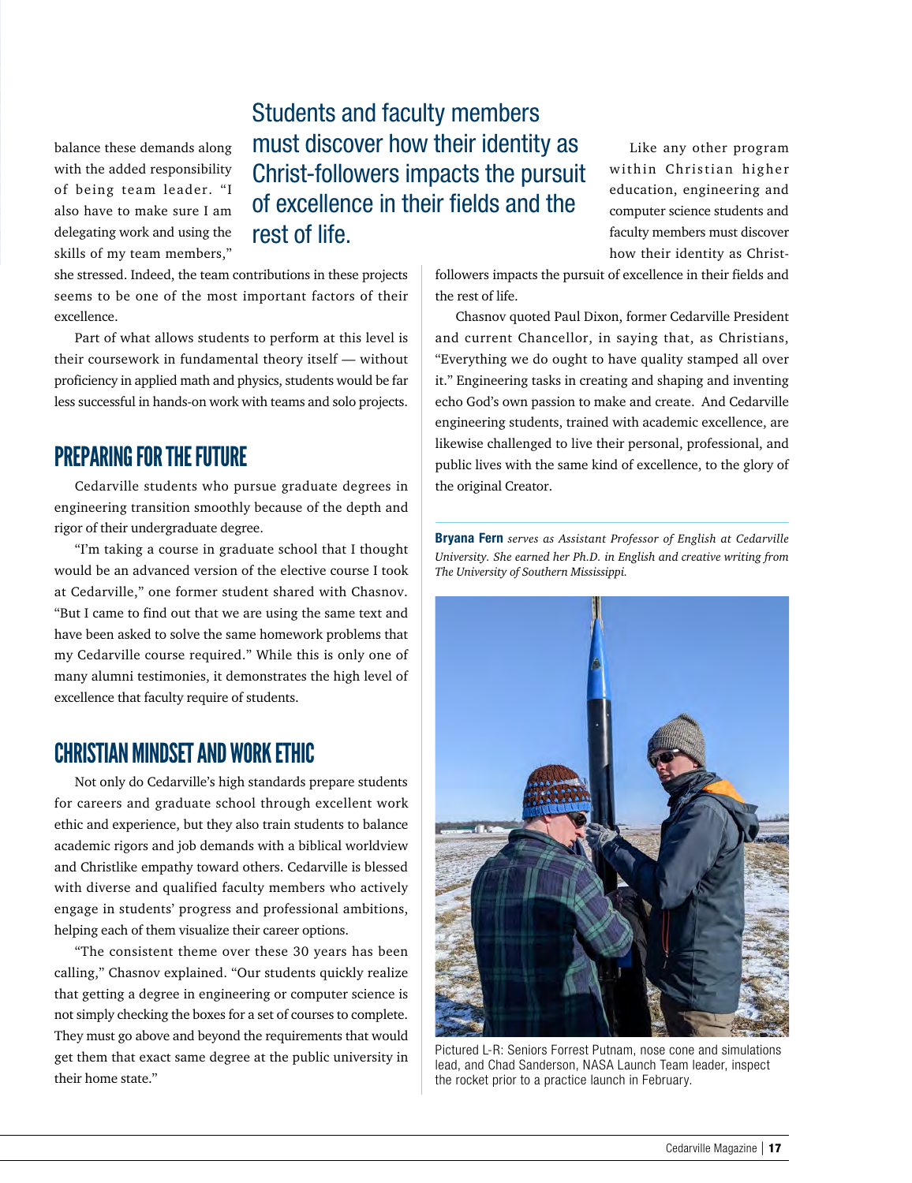balance these demands along with the added responsibility of being team leader. "I also have to make sure I am delegating work and using the skills of my team members," she stressed. Indeed, the team contributions in these projects seems to be one of the most important factors of their excellence.

> Students and faculty members must discover how their identity as Christ-followers impacts the pursuit of excellence in their fields and the rest of life.

Part of what allows students to perform at this level is their coursework in fundamental theory itself — without proficiency in applied math and physics, students would be far less successful in hands-on work with teams and solo projects.

## PREPARING FOR THE FUTURE

Cedarville students who pursue graduate degrees in engineering transition smoothly because of the depth and rigor of their undergraduate degree.

"I'm taking a course in graduate school that I thought would be an advanced version of the elective course I took at Cedarville," one former student shared with Chasnov. "But I came to find out that we are using the same text and have been asked to solve the same homework problems that my Cedarville course required." While this is only one of many alumni testimonies, it demonstrates the high level of excellence that faculty require of students.

## CHRISTIAN MINDSET AND WORK ETHIC

Not only do Cedarville's high standards prepare students for careers and graduate school through excellent work ethic and experience, but they also train students to balance academic rigors and job demands with a biblical worldview and Christlike empathy toward others. Cedarville is blessed with diverse and qualified faculty members who actively engage in students' progress and professional ambitions, helping each of them visualize their career options.

"The consistent theme over these 30 years has been calling," Chasnov explained. "Our students quickly realize that getting a degree in engineering or computer science is not simply checking the boxes for a set of courses to complete. They must go above and beyond the requirements that would get them that exact same degree at the public university in their home state."

Like any other program within Christian higher education, engineering and computer science students and faculty members must discover how their identity as Christ-followers impacts the pursuit of excellence in their fields and the rest of life.

Chasnov quoted Paul Dixon, former Cedarville President and current Chancellor, in saying that, as Christians, "Everything we do ought to have quality stamped all over it." Engineering tasks in creating and shaping and inventing echo God's own passion to make and create. And Cedarville engineering students, trained with academic excellence, are likewise challenged to live their personal, professional, and public lives with the same kind of excellence, to the glory of the original Creator.

---

**Bryana Fern** *serves as Assistant Professor of English at Cedarville University. She earned her Ph.D. in English and creative writing from The University of Southern Mississippi.*

Pictured L-R: Seniors Forrest Putnam, nose cone and simulations lead, and Chad Sanderson, NASA Launch Team leader, inspect the rocket prior to a practice launch in February.